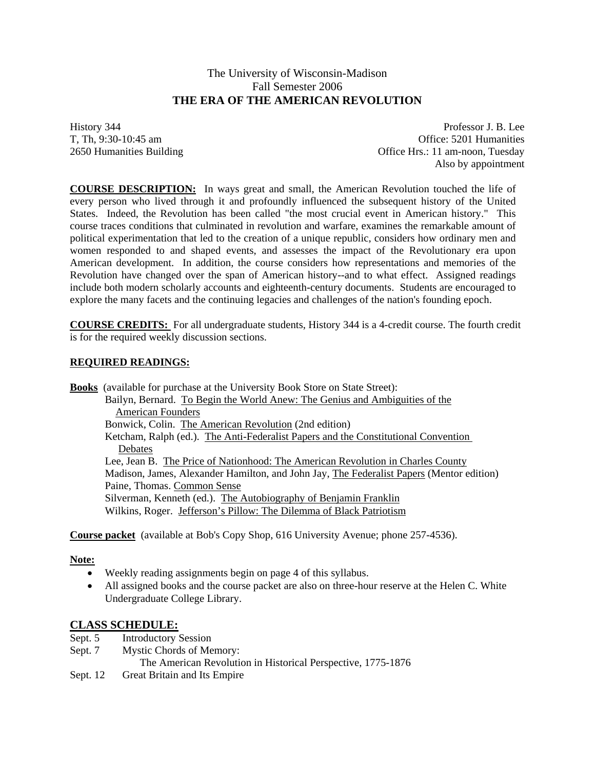# The University of Wisconsin-Madison
## Fall Semester 2006
## THE ERA OF THE AMERICAN REVOLUTION

History 344
T, Th, 9:30-10:45 am
2650 Humanities Building

Professor J. B. Lee
Office: 5201 Humanities
Office Hrs.: 11 am-noon, Tuesday
Also by appointment

**COURSE DESCRIPTION:** In ways great and small, the American Revolution touched the life of every person who lived through it and profoundly influenced the subsequent history of the United States. Indeed, the Revolution has been called "the most crucial event in American history." This course traces conditions that culminated in revolution and warfare, examines the remarkable amount of political experimentation that led to the creation of a unique republic, considers how ordinary men and women responded to and shaped events, and assesses the impact of the Revolutionary era upon American development. In addition, the course considers how representations and memories of the Revolution have changed over the span of American history--and to what effect. Assigned readings include both modern scholarly accounts and eighteenth-century documents. Students are encouraged to explore the many facets and the continuing legacies and challenges of the nation's founding epoch.

**COURSE CREDITS:** For all undergraduate students, History 344 is a 4-credit course. The fourth credit is for the required weekly discussion sections.

**REQUIRED READINGS:**

**Books** (available for purchase at the University Book Store on State Street):

- Bailyn, Bernard. To Begin the World Anew: The Genius and Ambiguities of the American Founders
- Bonwick, Colin. The American Revolution (2nd edition)
- Ketcham, Ralph (ed.). The Anti-Federalist Papers and the Constitutional Convention Debates
- Lee, Jean B. The Price of Nationhood: The American Revolution in Charles County
- Madison, James, Alexander Hamilton, and John Jay, The Federalist Papers (Mentor edition)
- Paine, Thomas. Common Sense
- Silverman, Kenneth (ed.). The Autobiography of Benjamin Franklin
- Wilkins, Roger. Jefferson's Pillow: The Dilemma of Black Patriotism

**Course packet** (available at Bob's Copy Shop, 616 University Avenue; phone 257-4536).

**Note:**

- Weekly reading assignments begin on page 4 of this syllabus.
- All assigned books and the course packet are also on three-hour reserve at the Helen C. White Undergraduate College Library.

## CLASS SCHEDULE:

Sept. 5 Introductory Session
Sept. 7 Mystic Chords of Memory:
 The American Revolution in Historical Perspective, 1775-1876
Sept. 12 Great Britain and Its Empire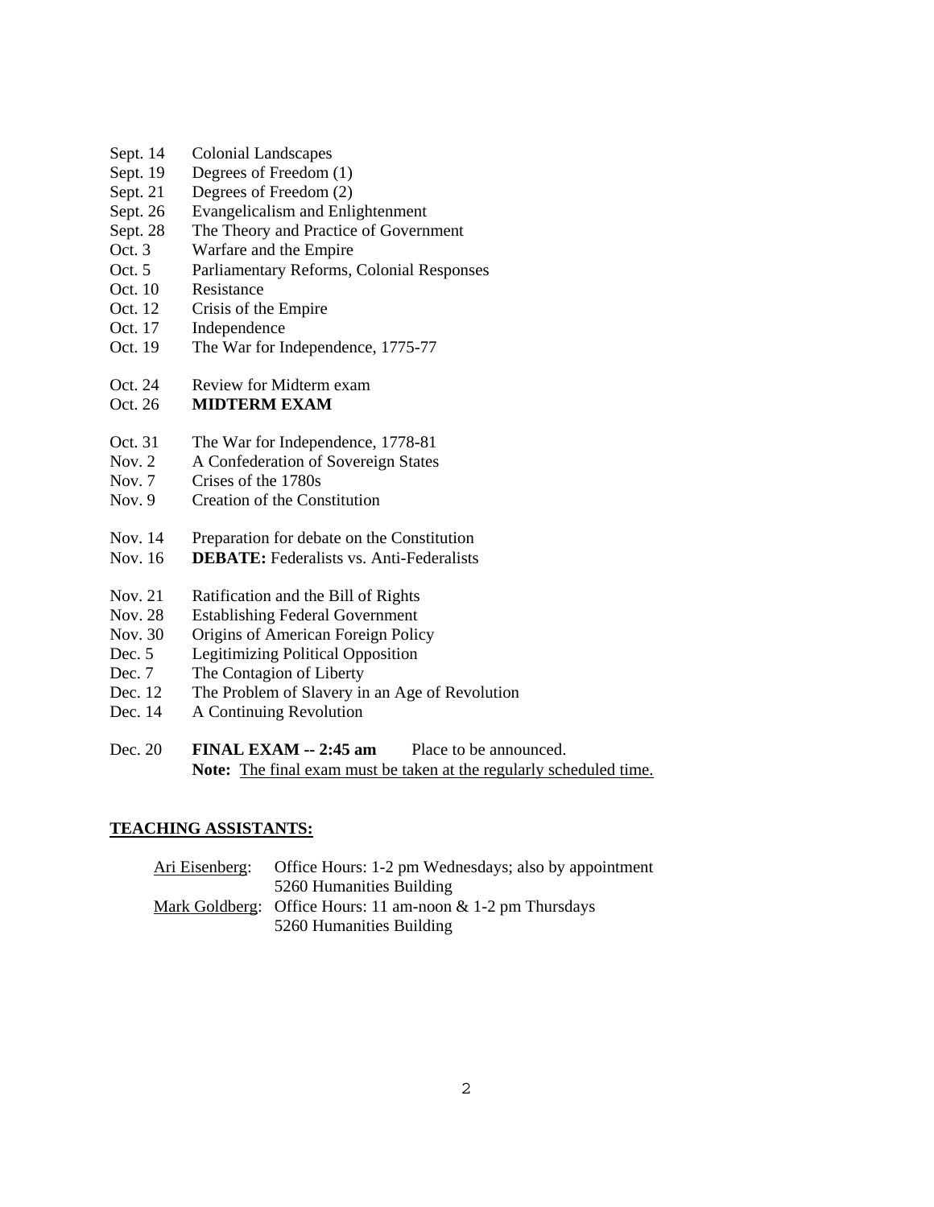Sept. 14 Colonial Landscapes
Sept. 19 Degrees of Freedom (1)
Sept. 21 Degrees of Freedom (2)
Sept. 26 Evangelicalism and Enlightenment
Sept. 28 The Theory and Practice of Government
Oct. 3 Warfare and the Empire
Oct. 5 Parliamentary Reforms, Colonial Responses
Oct. 10 Resistance
Oct. 12 Crisis of the Empire
Oct. 17 Independence
Oct. 19 The War for Independence, 1775-77

Oct. 24 Review for Midterm exam
Oct. 26 **MIDTERM EXAM**

Oct. 31 The War for Independence, 1778-81
Nov. 2 A Confederation of Sovereign States
Nov. 7 Crises of the 1780s
Nov. 9 Creation of the Constitution

Nov. 14 Preparation for debate on the Constitution
Nov. 16 **DEBATE:** Federalists vs. Anti-Federalists

Nov. 21 Ratification and the Bill of Rights
Nov. 28 Establishing Federal Government
Nov. 30 Origins of American Foreign Policy
Dec. 5 Legitimizing Political Opposition
Dec. 7 The Contagion of Liberty
Dec. 12 The Problem of Slavery in an Age of Revolution
Dec. 14 A Continuing Revolution

Dec. 20 **FINAL EXAM -- 2:45 am** Place to be announced.
**Note:** The final exam must be taken at the regularly scheduled time.

## TEACHING ASSISTANTS:

Ari Eisenberg: Office Hours: 1-2 pm Wednesdays; also by appointment
5260 Humanities Building

Mark Goldberg: Office Hours: 11 am-noon & 1-2 pm Thursdays
5260 Humanities Building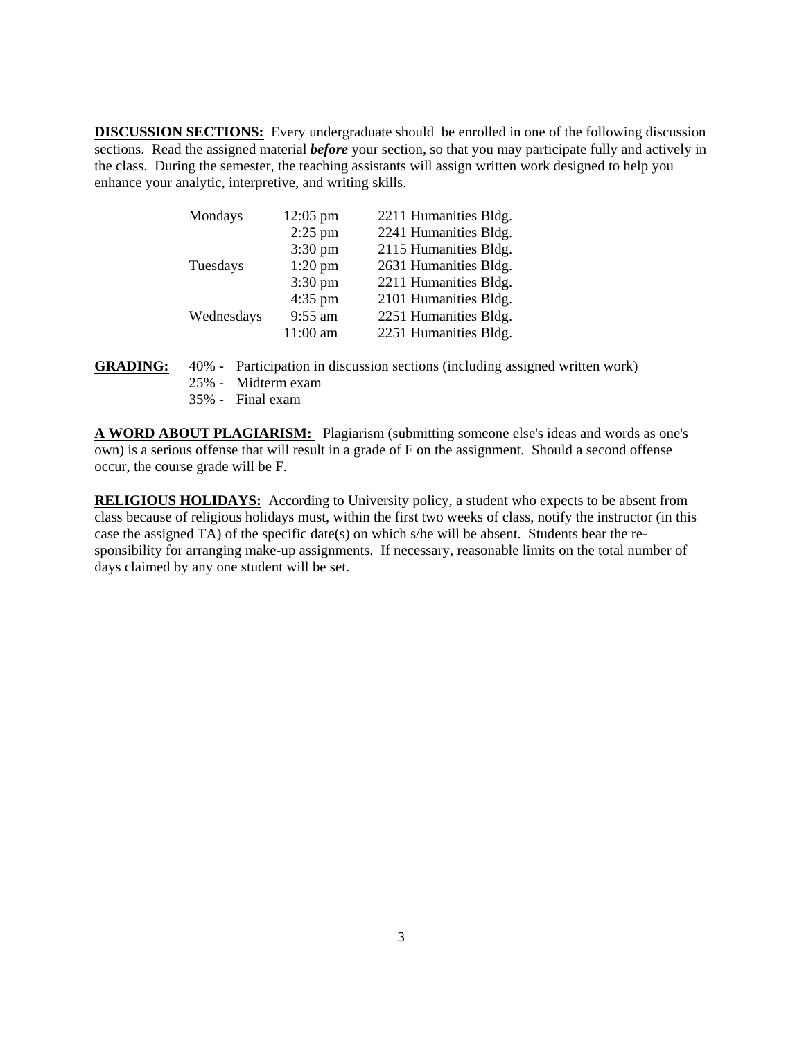**DISCUSSION SECTIONS:** Every undergraduate should be enrolled in one of the following discussion sections. Read the assigned material ***before*** your section, so that you may participate fully and actively in the class. During the semester, the teaching assistants will assign written work designed to help you enhance your analytic, interpretive, and writing skills.

| | | |
|---|---|---|
| Mondays | 12:05 pm | 2211 Humanities Bldg. |
| | 2:25 pm | 2241 Humanities Bldg. |
| | 3:30 pm | 2115 Humanities Bldg. |
| Tuesdays | 1:20 pm | 2631 Humanities Bldg. |
| | 3:30 pm | 2211 Humanities Bldg. |
| | 4:35 pm | 2101 Humanities Bldg. |
| Wednesdays | 9:55 am | 2251 Humanities Bldg. |
| | 11:00 am | 2251 Humanities Bldg. |

**GRADING:**

- 40% - Participation in discussion sections (including assigned written work)
- 25% - Midterm exam
- 35% - Final exam

**A WORD ABOUT PLAGIARISM:** Plagiarism (submitting someone else's ideas and words as one's own) is a serious offense that will result in a grade of F on the assignment. Should a second offense occur, the course grade will be F.

**RELIGIOUS HOLIDAYS:** According to University policy, a student who expects to be absent from class because of religious holidays must, within the first two weeks of class, notify the instructor (in this case the assigned TA) of the specific date(s) on which s/he will be absent. Students bear the responsibility for arranging make-up assignments. If necessary, reasonable limits on the total number of days claimed by any one student will be set.